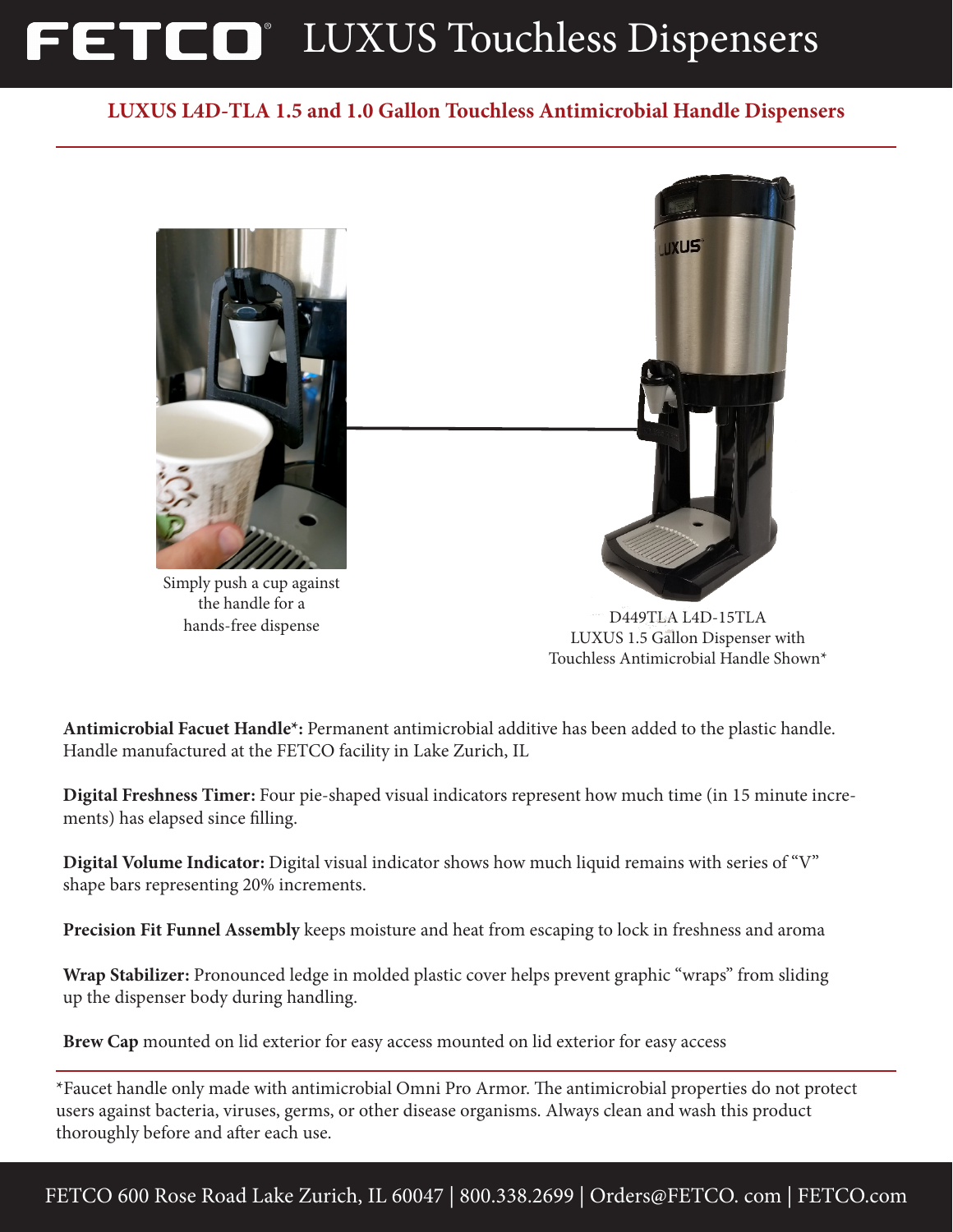# FETCO® LUXUS Touchless Dispensers

## LUXUS L4D-TLA 1.5 and 1.0 Gallon Touchless Antimicrobial Handle Dispensers

Simply push a cup against the handle for a hands-free dispense

D449TLA L4D-15TLA
LUXUS 1.5 Gallon Dispenser with Touchless Antimicrobial Handle Shown*

**Antimicrobial Facuet Handle*:** Permanent antimicrobial additive has been added to the plastic handle. Handle manufactured at the FETCO facility in Lake Zurich, IL

**Digital Freshness Timer:** Four pie-shaped visual indicators represent how much time (in 15 minute increments) has elapsed since filling.

**Digital Volume Indicator:** Digital visual indicator shows how much liquid remains with series of "V" shape bars representing 20% increments.

**Precision Fit Funnel Assembly** keeps moisture and heat from escaping to lock in freshness and aroma

**Wrap Stabilizer:** Pronounced ledge in molded plastic cover helps prevent graphic "wraps" from sliding up the dispenser body during handling.

**Brew Cap** mounted on lid exterior for easy access mounted on lid exterior for easy access

*Faucet handle only made with antimicrobial Omni Pro Armor. The antimicrobial properties do not protect users against bacteria, viruses, germs, or other disease organisms. Always clean and wash this product thoroughly before and after each use.

FETCO 600 Rose Road Lake Zurich, IL 60047 | 800.338.2699 | Orders@FETCO. com | FETCO.com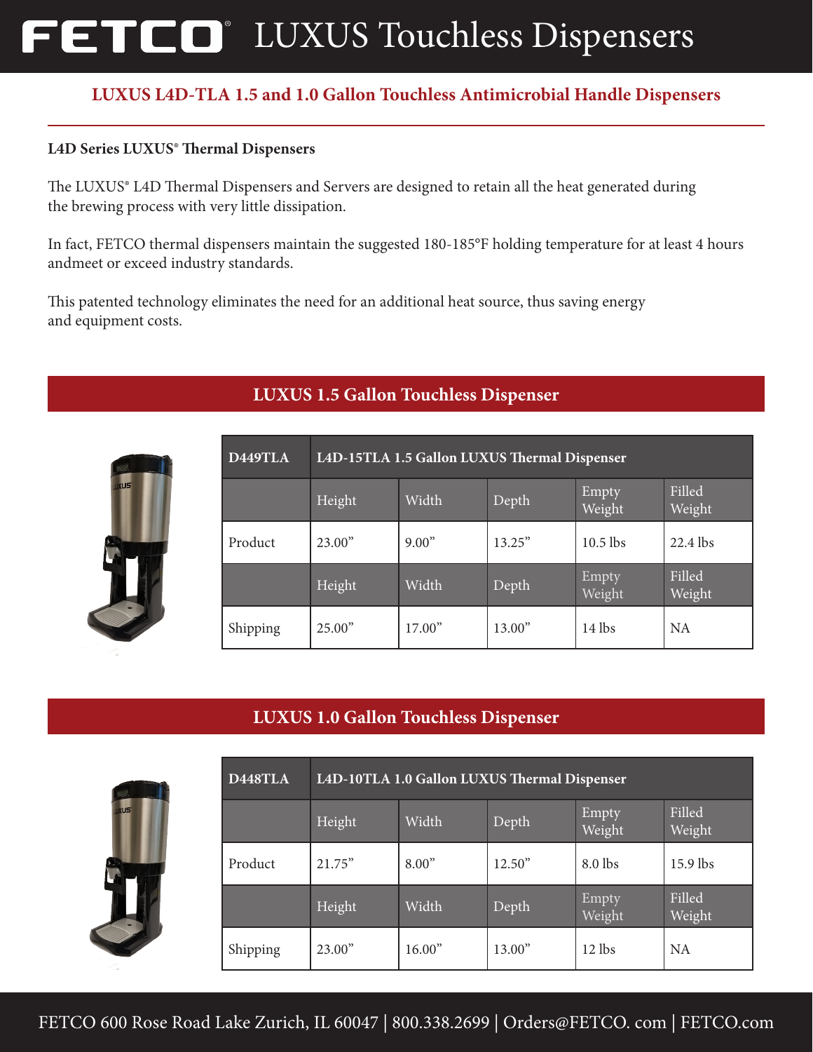# FETCO® LUXUS Touchless Dispensers

## LUXUS L4D-TLA 1.5 and 1.0 Gallon Touchless Antimicrobial Handle Dispensers

**L4D Series LUXUS® Thermal Dispensers**

The LUXUS® L4D Thermal Dispensers and Servers are designed to retain all the heat generated during the brewing process with very little dissipation.

In fact, FETCO thermal dispensers maintain the suggested 180-185°F holding temperature for at least 4 hours andmeet or exceed industry standards.

This patented technology eliminates the need for an additional heat source, thus saving energy and equipment costs.

## LUXUS 1.5 Gallon Touchless Dispenser

| D449TLA | L4D-15TLA 1.5 Gallon LUXUS Thermal Dispenser | | | | |
|---|---|---|---|---|---|
| | Height | Width | Depth | Empty Weight | Filled Weight |
| Product | 23.00” | 9.00” | 13.25” | 10.5 lbs | 22.4 lbs |
| | Height | Width | Depth | Empty Weight | Filled Weight |
| Shipping | 25.00” | 17.00” | 13.00” | 14 lbs | NA |

## LUXUS 1.0 Gallon Touchless Dispenser

| D448TLA | L4D-10TLA 1.0 Gallon LUXUS Thermal Dispenser | | | | |
|---|---|---|---|---|---|
| | Height | Width | Depth | Empty Weight | Filled Weight |
| Product | 21.75” | 8.00” | 12.50” | 8.0 lbs | 15.9 lbs |
| | Height | Width | Depth | Empty Weight | Filled Weight |
| Shipping | 23.00” | 16.00” | 13.00” | 12 lbs | NA |

FETCO 600 Rose Road Lake Zurich, IL 60047 | 800.338.2699 | Orders@FETCO. com | FETCO.com